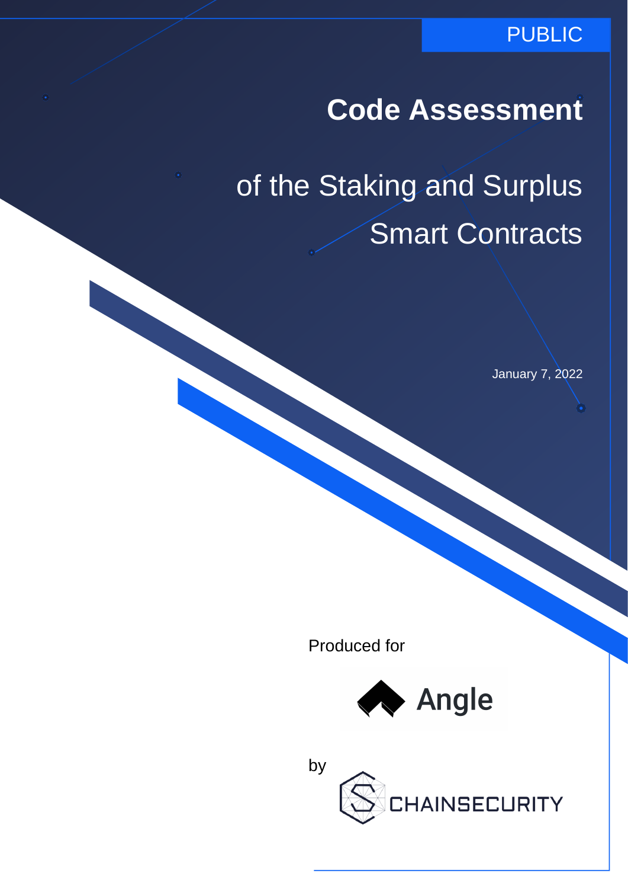PUBLIC

# Code Assessment

## of the Staking and Surplus Smart Contracts

January 7, 2022

Produced for

Angle

by

CHAINSECURITY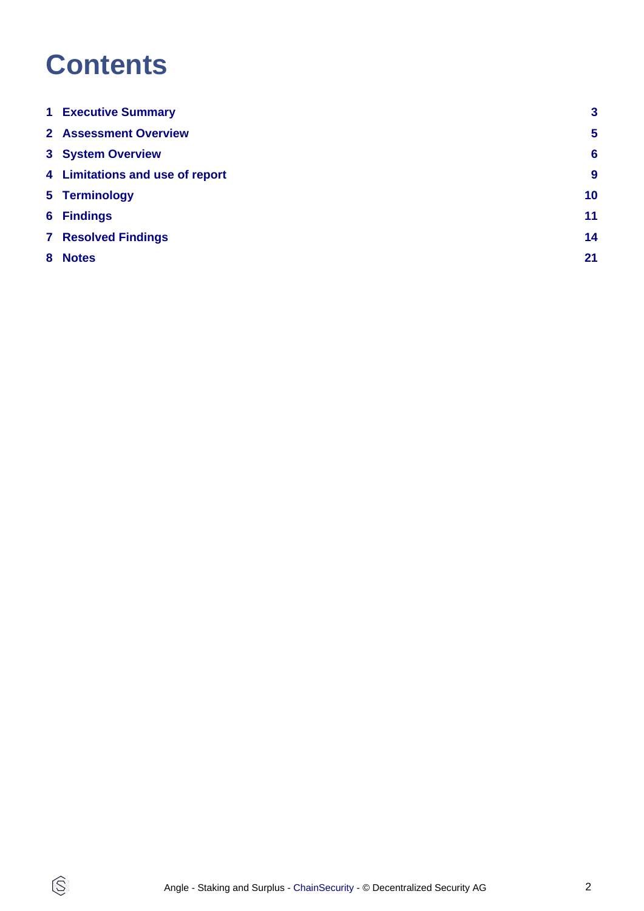# Contents

| | | |
|---|---|---|
| **1** | **Executive Summary** | **3** |
| **2** | **Assessment Overview** | **5** |
| **3** | **System Overview** | **6** |
| **4** | **Limitations and use of report** | **9** |
| **5** | **Terminology** | **10** |
| **6** | **Findings** | **11** |
| **7** | **Resolved Findings** | **14** |
| **8** | **Notes** | **21** |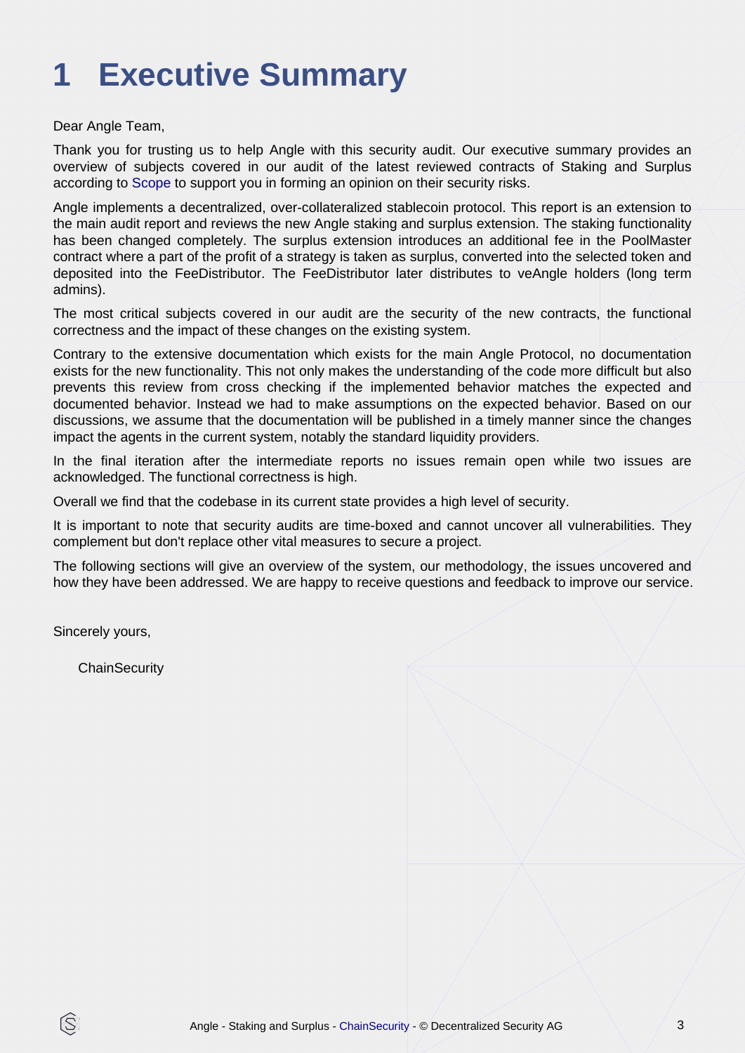# 1 Executive Summary

Dear Angle Team,

Thank you for trusting us to help Angle with this security audit. Our executive summary provides an overview of subjects covered in our audit of the latest reviewed contracts of Staking and Surplus according to Scope to support you in forming an opinion on their security risks.

Angle implements a decentralized, over-collateralized stablecoin protocol. This report is an extension to the main audit report and reviews the new Angle staking and surplus extension. The staking functionality has been changed completely. The surplus extension introduces an additional fee in the PoolMaster contract where a part of the profit of a strategy is taken as surplus, converted into the selected token and deposited into the FeeDistributor. The FeeDistributor later distributes to veAngle holders (long term admins).

The most critical subjects covered in our audit are the security of the new contracts, the functional correctness and the impact of these changes on the existing system.

Contrary to the extensive documentation which exists for the main Angle Protocol, no documentation exists for the new functionality. This not only makes the understanding of the code more difficult but also prevents this review from cross checking if the implemented behavior matches the expected and documented behavior. Instead we had to make assumptions on the expected behavior. Based on our discussions, we assume that the documentation will be published in a timely manner since the changes impact the agents in the current system, notably the standard liquidity providers.

In the final iteration after the intermediate reports no issues remain open while two issues are acknowledged. The functional correctness is high.

Overall we find that the codebase in its current state provides a high level of security.

It is important to note that security audits are time-boxed and cannot uncover all vulnerabilities. They complement but don't replace other vital measures to secure a project.

The following sections will give an overview of the system, our methodology, the issues uncovered and how they have been addressed. We are happy to receive questions and feedback to improve our service.

Sincerely yours,

ChainSecurity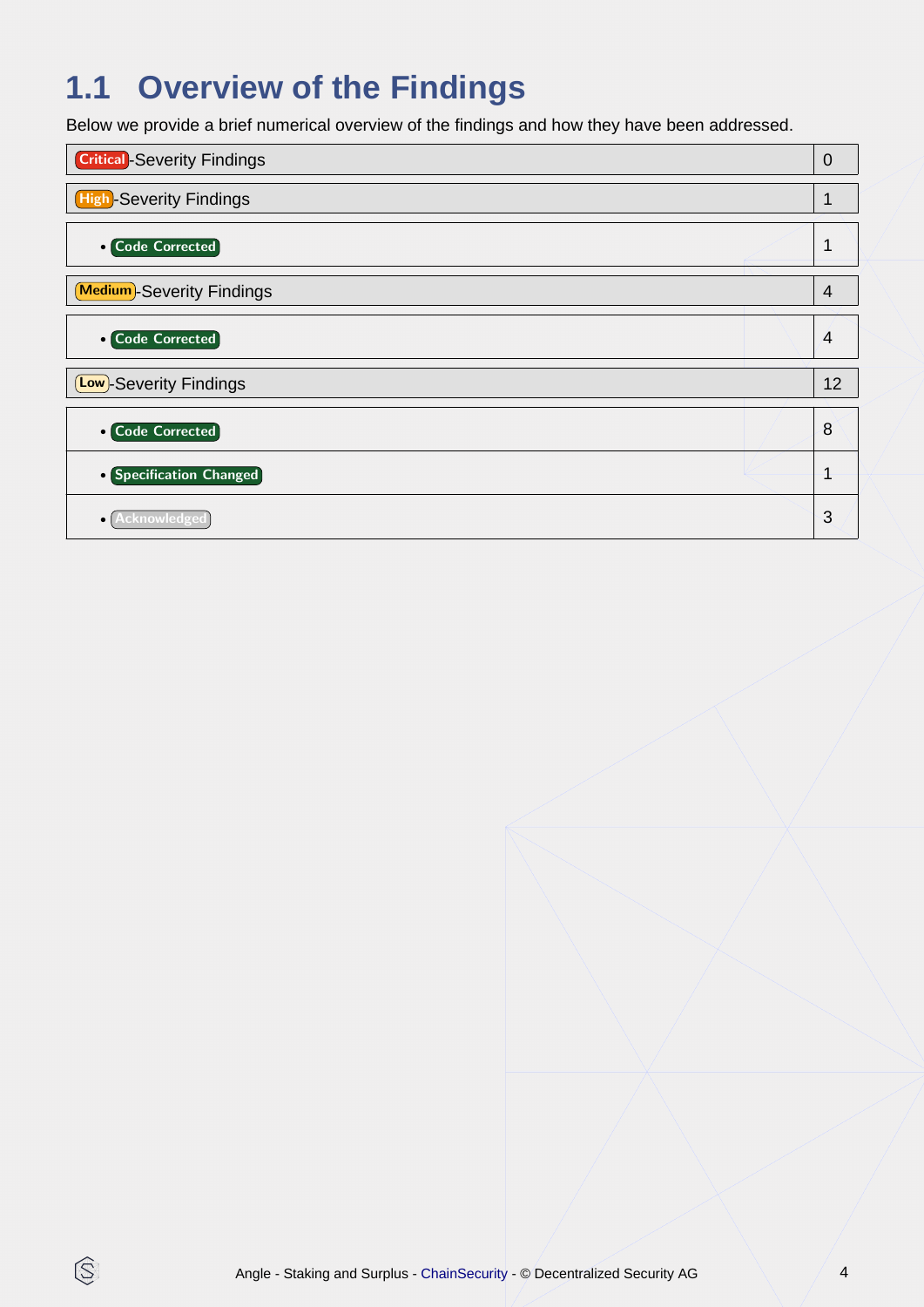## 1.1 Overview of the Findings

Below we provide a brief numerical overview of the findings and how they have been addressed.

| Findings | Count |
|---|---|
| Critical-Severity Findings | 0 |
| High-Severity Findings | 1 |
| • Code Corrected | 1 |
| Medium-Severity Findings | 4 |
| • Code Corrected | 4 |
| Low-Severity Findings | 12 |
| • Code Corrected | 8 |
| • Specification Changed | 1 |
| • Acknowledged | 3 |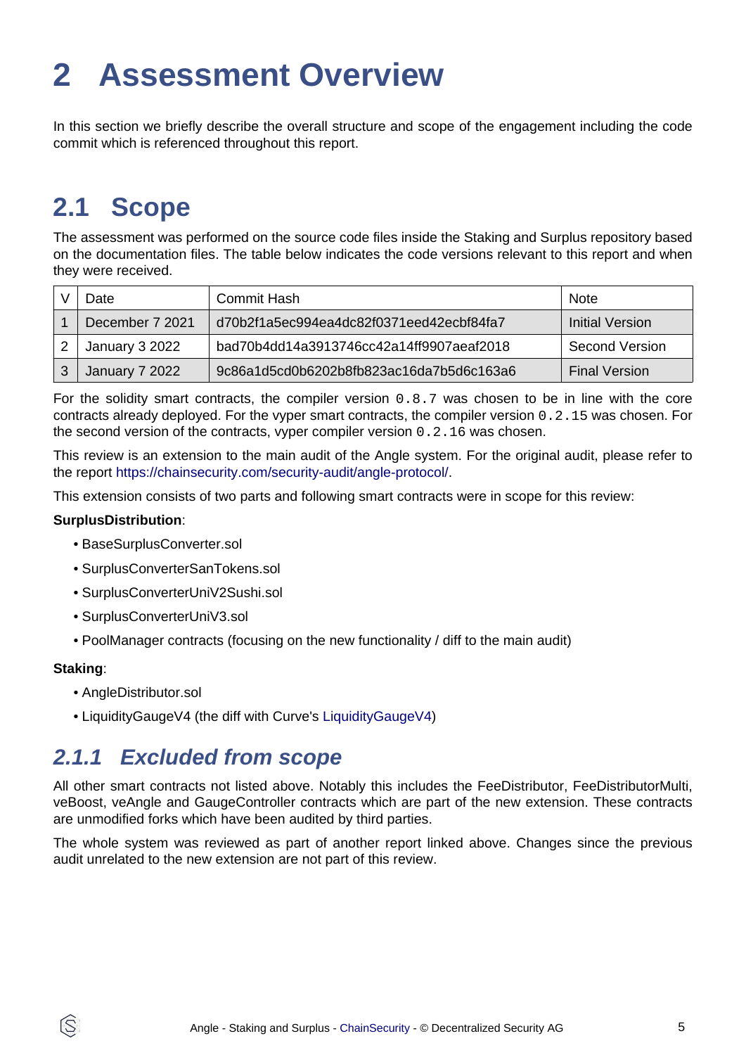# 2 Assessment Overview

In this section we briefly describe the overall structure and scope of the engagement including the code commit which is referenced throughout this report.

## 2.1 Scope

The assessment was performed on the source code files inside the Staking and Surplus repository based on the documentation files. The table below indicates the code versions relevant to this report and when they were received.

| V | Date | Commit Hash | Note |
|---|---|---|---|
| 1 | December 7 2021 | d70b2f1a5ec994ea4dc82f0371eed42ecbf84fa7 | Initial Version |
| 2 | January 3 2022 | bad70b4dd14a3913746cc42a14ff9907aeaf2018 | Second Version |
| 3 | January 7 2022 | 9c86a1d5cd0b6202b8fb823ac16da7b5d6c163a6 | Final Version |

For the solidity smart contracts, the compiler version `0.8.7` was chosen to be in line with the core contracts already deployed. For the vyper smart contracts, the compiler version `0.2.15` was chosen. For the second version of the contracts, vyper compiler version `0.2.16` was chosen.

This review is an extension to the main audit of the Angle system. For the original audit, please refer to the report https://chainsecurity.com/security-audit/angle-protocol/.

This extension consists of two parts and following smart contracts were in scope for this review:

**SurplusDistribution**:

- BaseSurplusConverter.sol
- SurplusConverterSanTokens.sol
- SurplusConverterUniV2Sushi.sol
- SurplusConverterUniV3.sol
- PoolManager contracts (focusing on the new functionality / diff to the main audit)

**Staking**:

- AngleDistributor.sol
- LiquidityGaugeV4 (the diff with Curve's LiquidityGaugeV4)

### *2.1.1 Excluded from scope*

All other smart contracts not listed above. Notably this includes the FeeDistributor, FeeDistributorMulti, veBoost, veAngle and GaugeController contracts which are part of the new extension. These contracts are unmodified forks which have been audited by third parties.

The whole system was reviewed as part of another report linked above. Changes since the previous audit unrelated to the new extension are not part of this review.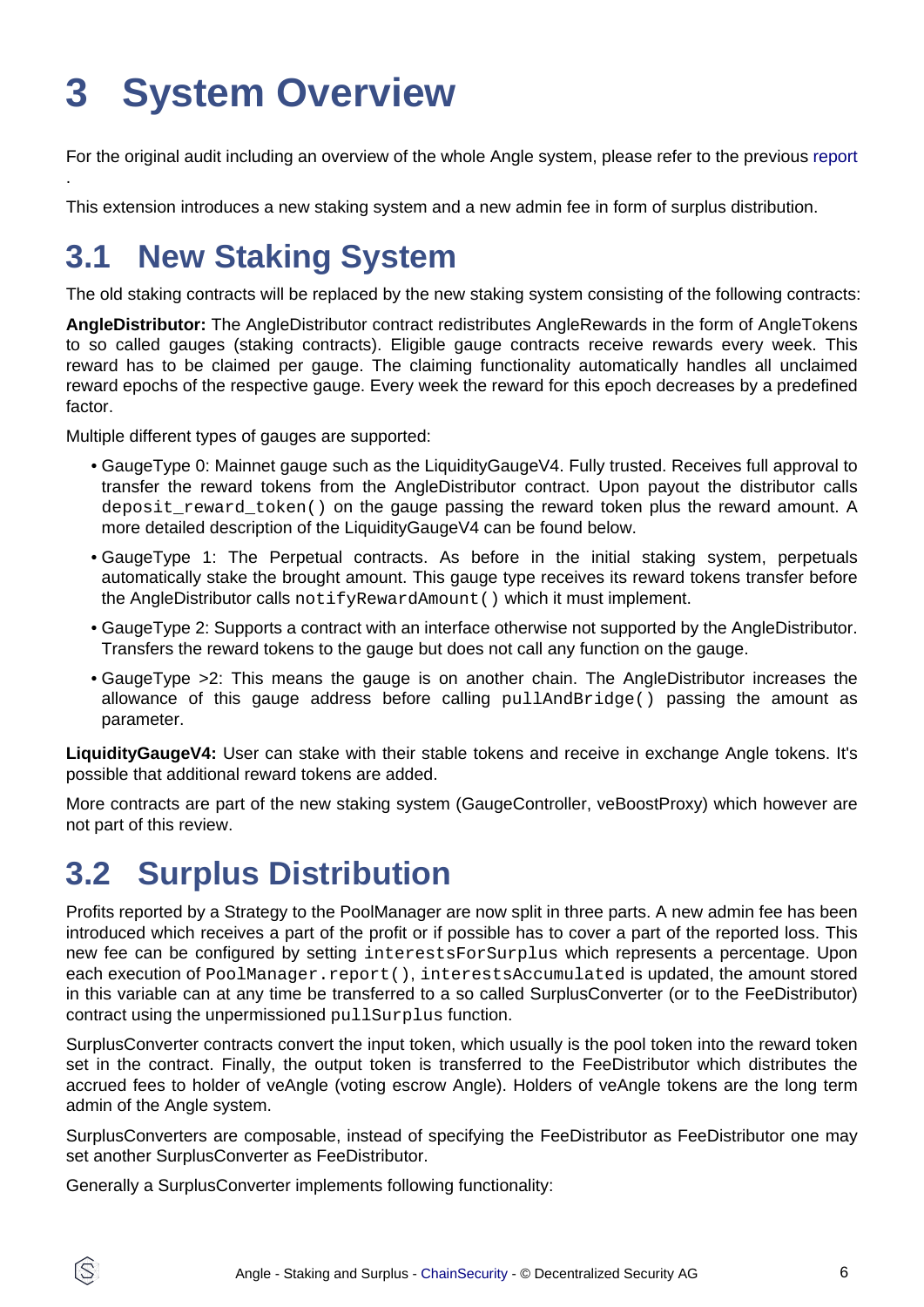# 3 System Overview

For the original audit including an overview of the whole Angle system, please refer to the previous report
.

This extension introduces a new staking system and a new admin fee in form of surplus distribution.

## 3.1 New Staking System

The old staking contracts will be replaced by the new staking system consisting of the following contracts:

**AngleDistributor:** The AngleDistributor contract redistributes AngleRewards in the form of AngleTokens to so called gauges (staking contracts). Eligible gauge contracts receive rewards every week. This reward has to be claimed per gauge. The claiming functionality automatically handles all unclaimed reward epochs of the respective gauge. Every week the reward for this epoch decreases by a predefined factor.

Multiple different types of gauges are supported:

- GaugeType 0: Mainnet gauge such as the LiquidityGaugeV4. Fully trusted. Receives full approval to transfer the reward tokens from the AngleDistributor contract. Upon payout the distributor calls `deposit_reward_token()` on the gauge passing the reward token plus the reward amount. A more detailed description of the LiquidityGaugeV4 can be found below.
- GaugeType 1: The Perpetual contracts. As before in the initial staking system, perpetuals automatically stake the brought amount. This gauge type receives its reward tokens transfer before the AngleDistributor calls `notifyRewardAmount()` which it must implement.
- GaugeType 2: Supports a contract with an interface otherwise not supported by the AngleDistributor. Transfers the reward tokens to the gauge but does not call any function on the gauge.
- GaugeType >2: This means the gauge is on another chain. The AngleDistributor increases the allowance of this gauge address before calling `pullAndBridge()` passing the amount as parameter.

**LiquidityGaugeV4:** User can stake with their stable tokens and receive in exchange Angle tokens. It's possible that additional reward tokens are added.

More contracts are part of the new staking system (GaugeController, veBoostProxy) which however are not part of this review.

## 3.2 Surplus Distribution

Profits reported by a Strategy to the PoolManager are now split in three parts. A new admin fee has been introduced which receives a part of the profit or if possible has to cover a part of the reported loss. This new fee can be configured by setting `interestsForSurplus` which represents a percentage. Upon each execution of `PoolManager.report()`, `interestsAccumulated` is updated, the amount stored in this variable can at any time be transferred to a so called SurplusConverter (or to the FeeDistributor) contract using the unpermissioned `pullSurplus` function.

SurplusConverter contracts convert the input token, which usually is the pool token into the reward token set in the contract. Finally, the output token is transferred to the FeeDistributor which distributes the accrued fees to holder of veAngle (voting escrow Angle). Holders of veAngle tokens are the long term admin of the Angle system.

SurplusConverters are composable, instead of specifying the FeeDistributor as FeeDistributor one may set another SurplusConverter as FeeDistributor.

Generally a SurplusConverter implements following functionality: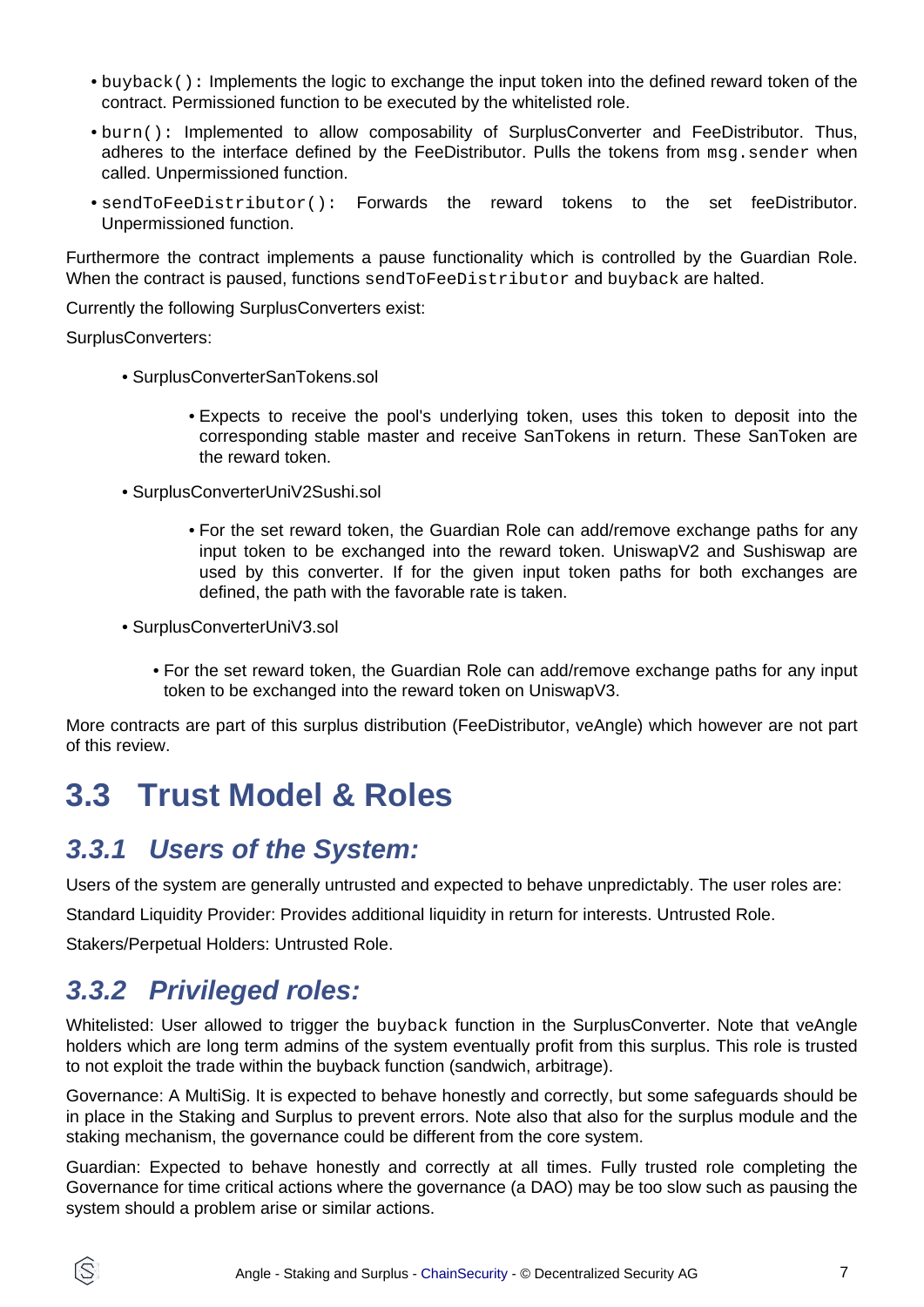- `buyback()`: Implements the logic to exchange the input token into the defined reward token of the contract. Permissioned function to be executed by the whitelisted role.
- `burn()`: Implemented to allow composability of SurplusConverter and FeeDistributor. Thus, adheres to the interface defined by the FeeDistributor. Pulls the tokens from `msg.sender` when called. Unpermissioned function.
- `sendToFeeDistributor()`: Forwards the reward tokens to the set feeDistributor. Unpermissioned function.

Furthermore the contract implements a pause functionality which is controlled by the Guardian Role. When the contract is paused, functions `sendToFeeDistributor` and `buyback` are halted.

Currently the following SurplusConverters exist:

SurplusConverters:

- SurplusConverterSanTokens.sol
  - Expects to receive the pool's underlying token, uses this token to deposit into the corresponding stable master and receive SanTokens in return. These SanToken are the reward token.
- SurplusConverterUniV2Sushi.sol
  - For the set reward token, the Guardian Role can add/remove exchange paths for any input token to be exchanged into the reward token. UniswapV2 and Sushiswap are used by this converter. If for the given input token paths for both exchanges are defined, the path with the favorable rate is taken.
- SurplusConverterUniV3.sol
  - For the set reward token, the Guardian Role can add/remove exchange paths for any input token to be exchanged into the reward token on UniswapV3.

More contracts are part of this surplus distribution (FeeDistributor, veAngle) which however are not part of this review.

## 3.3 Trust Model & Roles

### *3.3.1 Users of the System:*

Users of the system are generally untrusted and expected to behave unpredictably. The user roles are:

Standard Liquidity Provider: Provides additional liquidity in return for interests. Untrusted Role.

Stakers/Perpetual Holders: Untrusted Role.

### *3.3.2 Privileged roles:*

Whitelisted: User allowed to trigger the `buyback` function in the SurplusConverter. Note that veAngle holders which are long term admins of the system eventually profit from this surplus. This role is trusted to not exploit the trade within the buyback function (sandwich, arbitrage).

Governance: A MultiSig. It is expected to behave honestly and correctly, but some safeguards should be in place in the Staking and Surplus to prevent errors. Note also that also for the surplus module and the staking mechanism, the governance could be different from the core system.

Guardian: Expected to behave honestly and correctly at all times. Fully trusted role completing the Governance for time critical actions where the governance (a DAO) may be too slow such as pausing the system should a problem arise or similar actions.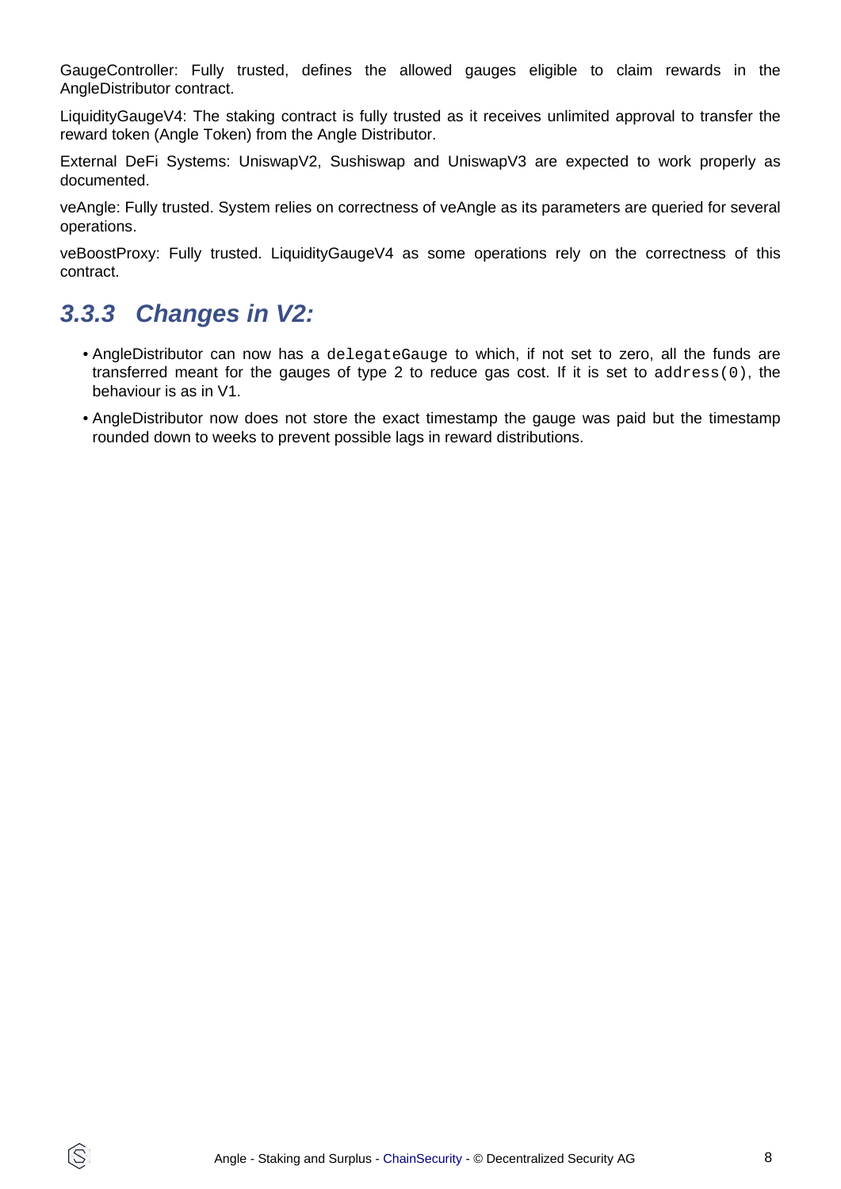GaugeController: Fully trusted, defines the allowed gauges eligible to claim rewards in the AngleDistributor contract.

LiquidityGaugeV4: The staking contract is fully trusted as it receives unlimited approval to transfer the reward token (Angle Token) from the Angle Distributor.

External DeFi Systems: UniswapV2, Sushiswap and UniswapV3 are expected to work properly as documented.

veAngle: Fully trusted. System relies on correctness of veAngle as its parameters are queried for several operations.

veBoostProxy: Fully trusted. LiquidityGaugeV4 as some operations rely on the correctness of this contract.

### 3.3.3 Changes in V2:

- AngleDistributor can now has a `delegateGauge` to which, if not set to zero, all the funds are transferred meant for the gauges of type 2 to reduce gas cost. If it is set to `address(0)`, the behaviour is as in V1.
- AngleDistributor now does not store the exact timestamp the gauge was paid but the timestamp rounded down to weeks to prevent possible lags in reward distributions.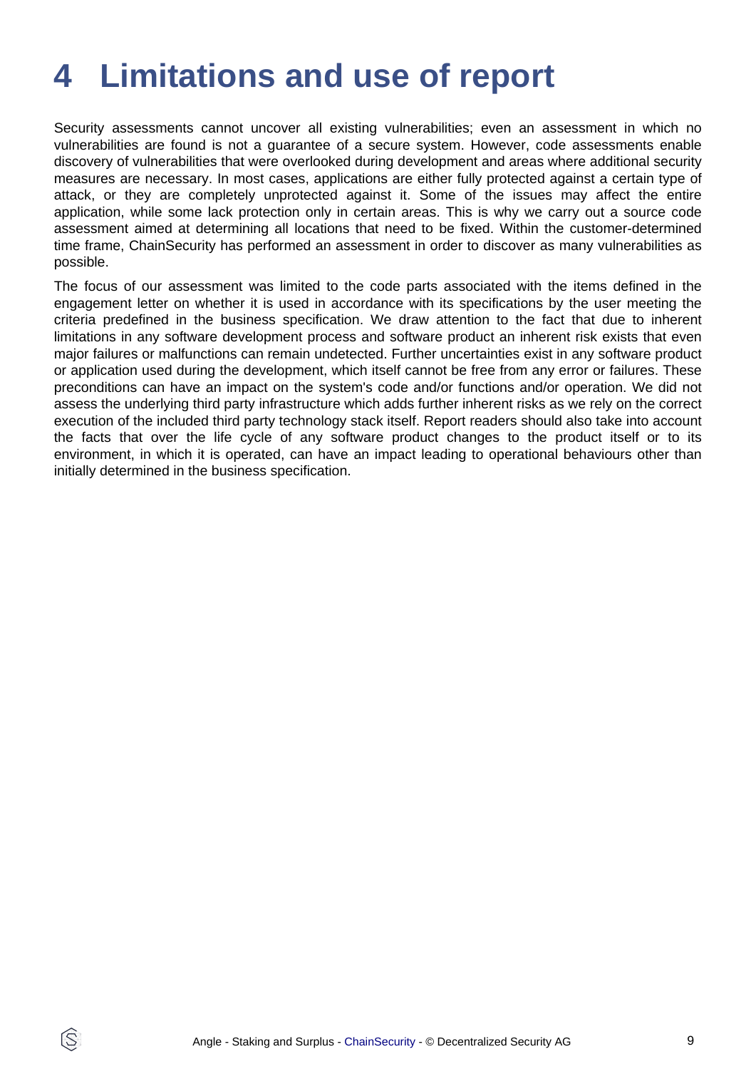# 4 Limitations and use of report

Security assessments cannot uncover all existing vulnerabilities; even an assessment in which no vulnerabilities are found is not a guarantee of a secure system. However, code assessments enable discovery of vulnerabilities that were overlooked during development and areas where additional security measures are necessary. In most cases, applications are either fully protected against a certain type of attack, or they are completely unprotected against it. Some of the issues may affect the entire application, while some lack protection only in certain areas. This is why we carry out a source code assessment aimed at determining all locations that need to be fixed. Within the customer-determined time frame, ChainSecurity has performed an assessment in order to discover as many vulnerabilities as possible.

The focus of our assessment was limited to the code parts associated with the items defined in the engagement letter on whether it is used in accordance with its specifications by the user meeting the criteria predefined in the business specification. We draw attention to the fact that due to inherent limitations in any software development process and software product an inherent risk exists that even major failures or malfunctions can remain undetected. Further uncertainties exist in any software product or application used during the development, which itself cannot be free from any error or failures. These preconditions can have an impact on the system's code and/or functions and/or operation. We did not assess the underlying third party infrastructure which adds further inherent risks as we rely on the correct execution of the included third party technology stack itself. Report readers should also take into account the facts that over the life cycle of any software product changes to the product itself or to its environment, in which it is operated, can have an impact leading to operational behaviours other than initially determined in the business specification.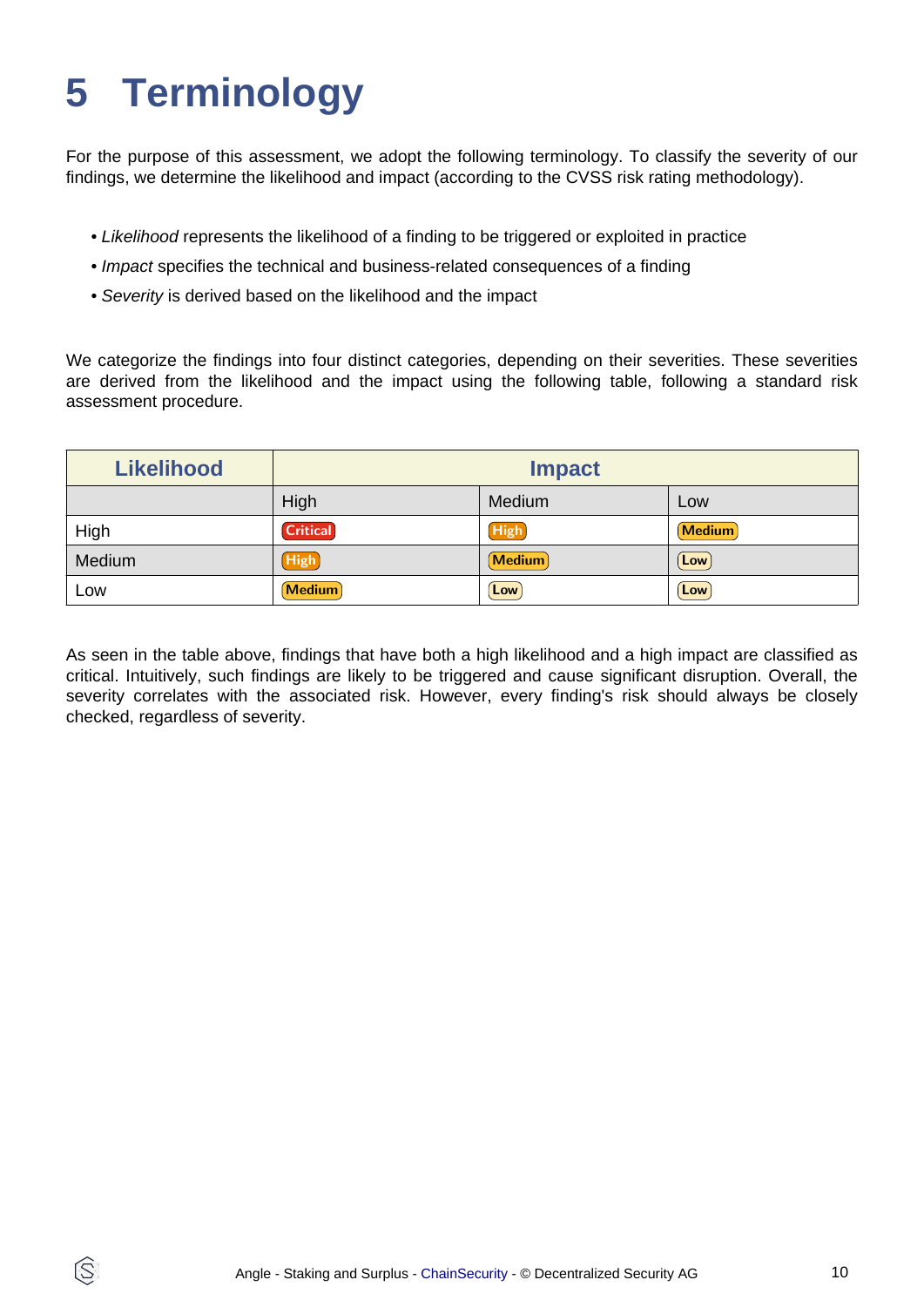# 5 Terminology

For the purpose of this assessment, we adopt the following terminology. To classify the severity of our findings, we determine the likelihood and impact (according to the CVSS risk rating methodology).

- *Likelihood* represents the likelihood of a finding to be triggered or exploited in practice
- *Impact* specifies the technical and business-related consequences of a finding
- *Severity* is derived based on the likelihood and the impact

We categorize the findings into four distinct categories, depending on their severities. These severities are derived from the likelihood and the impact using the following table, following a standard risk assessment procedure.

| Likelihood | Impact | | |
|---|---|---|---|
| | High | Medium | Low |
| High | Critical | High | Medium |
| Medium | High | Medium | Low |
| Low | Medium | Low | Low |

As seen in the table above, findings that have both a high likelihood and a high impact are classified as critical. Intuitively, such findings are likely to be triggered and cause significant disruption. Overall, the severity correlates with the associated risk. However, every finding's risk should always be closely checked, regardless of severity.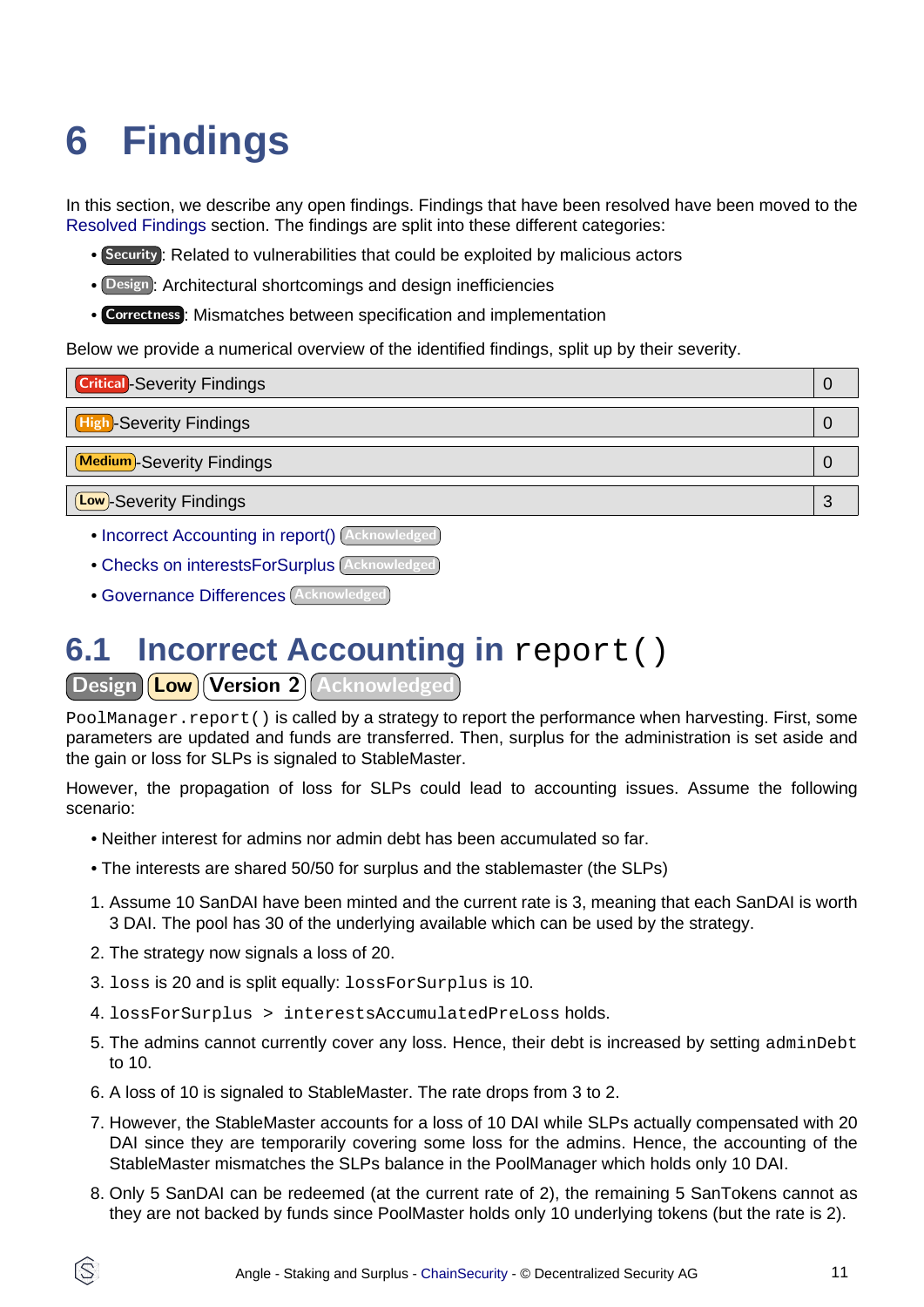# 6 Findings

In this section, we describe any open findings. Findings that have been resolved have been moved to the Resolved Findings section. The findings are split into these different categories:

- Security: Related to vulnerabilities that could be exploited by malicious actors
- Design: Architectural shortcomings and design inefficiencies
- Correctness: Mismatches between specification and implementation

Below we provide a numerical overview of the identified findings, split up by their severity.

| Severity | Count |
|---|---|
| Critical-Severity Findings | 0 |
| High-Severity Findings | 0 |
| Medium-Severity Findings | 0 |
| Low-Severity Findings | 3 |

- Incorrect Accounting in report() Acknowledged
- Checks on interestsForSurplus Acknowledged
- Governance Differences Acknowledged

## 6.1 Incorrect Accounting in `report()`

Design Low Version 2 Acknowledged

`PoolManager.report()` is called by a strategy to report the performance when harvesting. First, some parameters are updated and funds are transferred. Then, surplus for the administration is set aside and the gain or loss for SLPs is signaled to StableMaster.

However, the propagation of loss for SLPs could lead to accounting issues. Assume the following scenario:

- Neither interest for admins nor admin debt has been accumulated so far.
- The interests are shared 50/50 for surplus and the stablemaster (the SLPs)

1. Assume 10 SanDAI have been minted and the current rate is 3, meaning that each SanDAI is worth 3 DAI. The pool has 30 of the underlying available which can be used by the strategy.
2. The strategy now signals a loss of 20.
3. `loss` is 20 and is split equally: `lossForSurplus` is 10.
4. `lossForSurplus > interestsAccumulatedPreLoss` holds.
5. The admins cannot currently cover any loss. Hence, their debt is increased by setting `adminDebt` to 10.
6. A loss of 10 is signaled to StableMaster. The rate drops from 3 to 2.
7. However, the StableMaster accounts for a loss of 10 DAI while SLPs actually compensated with 20 DAI since they are temporarily covering some loss for the admins. Hence, the accounting of the StableMaster mismatches the SLPs balance in the PoolManager which holds only 10 DAI.
8. Only 5 SanDAI can be redeemed (at the current rate of 2), the remaining 5 SanTokens cannot as they are not backed by funds since PoolMaster holds only 10 underlying tokens (but the rate is 2).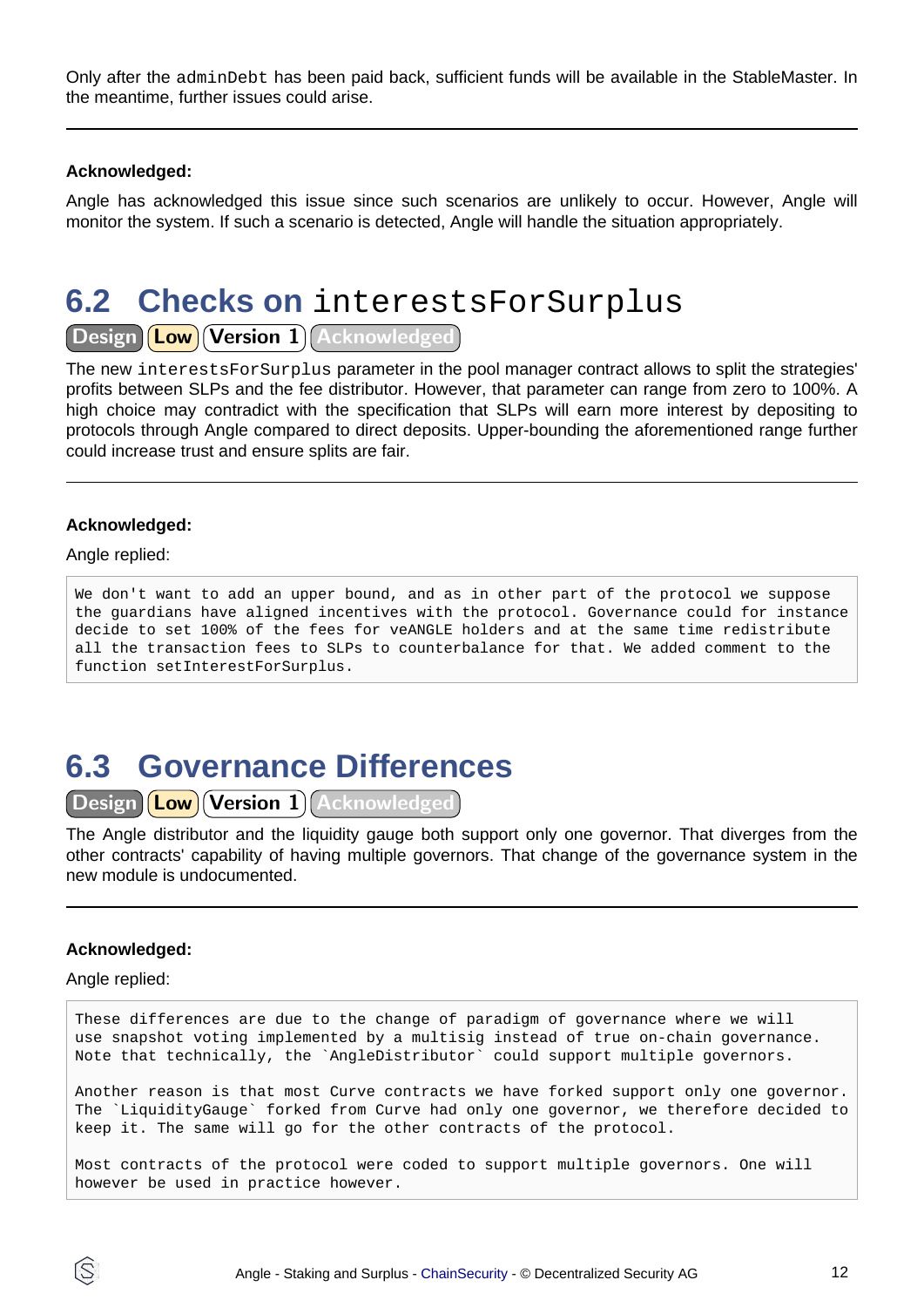Only after the `adminDebt` has been paid back, sufficient funds will be available in the StableMaster. In the meantime, further issues could arise.

---

**Acknowledged:**

Angle has acknowledged this issue since such scenarios are unlikely to occur. However, Angle will monitor the system. If such a scenario is detected, Angle will handle the situation appropriately.

## 6.2 Checks on `interestsForSurplus`

Design | Low | Version 1 | Acknowledged

The new `interestsForSurplus` parameter in the pool manager contract allows to split the strategies' profits between SLPs and the fee distributor. However, that parameter can range from zero to 100%. A high choice may contradict with the specification that SLPs will earn more interest by depositing to protocols through Angle compared to direct deposits. Upper-bounding the aforementioned range further could increase trust and ensure splits are fair.

---

**Acknowledged:**

Angle replied:

```
We don't want to add an upper bound, and as in other part of the protocol we suppose
the guardians have aligned incentives with the protocol. Governance could for instance
decide to set 100% of the fees for veANGLE holders and at the same time redistribute
all the transaction fees to SLPs to counterbalance for that. We added comment to the
function setInterestForSurplus.
```

## 6.3 Governance Differences

Design | Low | Version 1 | Acknowledged

The Angle distributor and the liquidity gauge both support only one governor. That diverges from the other contracts' capability of having multiple governors. That change of the governance system in the new module is undocumented.

---

**Acknowledged:**

Angle replied:

```
These differences are due to the change of paradigm of governance where we will
use snapshot voting implemented by a multisig instead of true on-chain governance.
Note that technically, the `AngleDistributor` could support multiple governors.

Another reason is that most Curve contracts we have forked support only one governor.
The `LiquidityGauge` forked from Curve had only one governor, we therefore decided to
keep it. The same will go for the other contracts of the protocol.

Most contracts of the protocol were coded to support multiple governors. One will
however be used in practice however.
```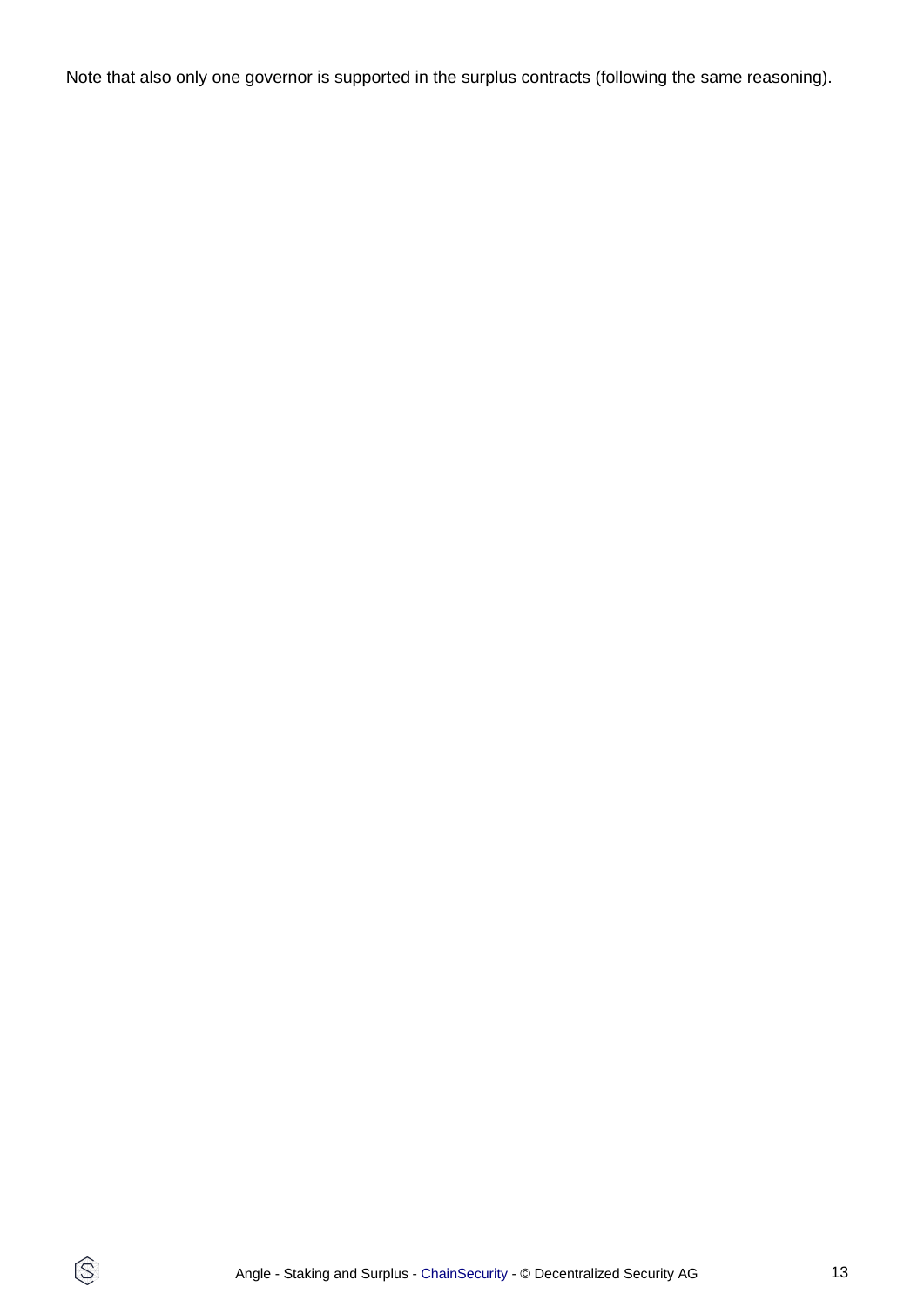Note that also only one governor is supported in the surplus contracts (following the same reasoning).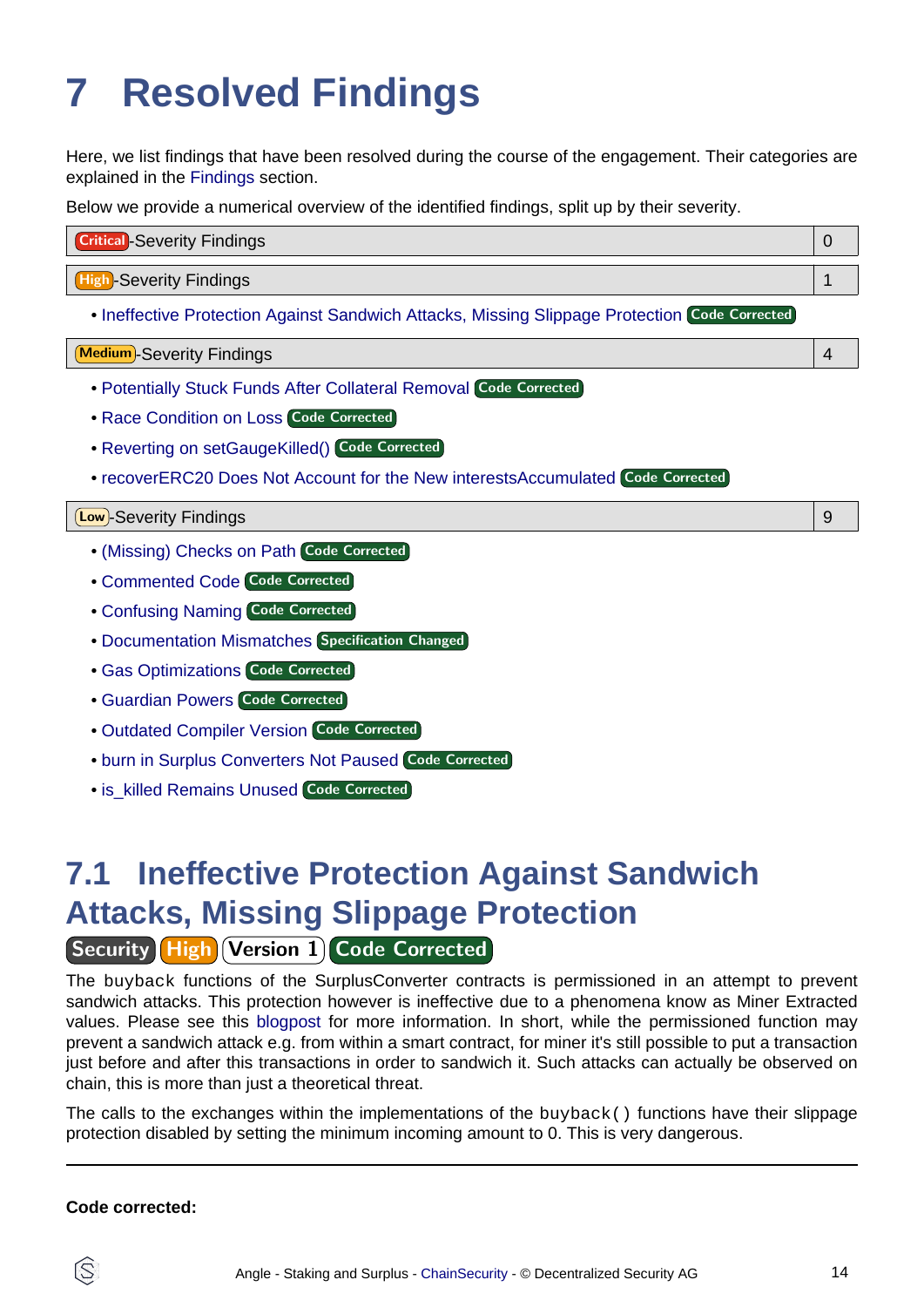# 7 Resolved Findings

Here, we list findings that have been resolved during the course of the engagement. Their categories are explained in the Findings section.

Below we provide a numerical overview of the identified findings, split up by their severity.

| Critical-Severity Findings | 0 |
|---|---|

| High-Severity Findings | 1 |
|---|---|

- Ineffective Protection Against Sandwich Attacks, Missing Slippage Protection Code Corrected

| Medium-Severity Findings | 4 |
|---|---|

- Potentially Stuck Funds After Collateral Removal Code Corrected
- Race Condition on Loss Code Corrected
- Reverting on setGaugeKilled() Code Corrected
- recoverERC20 Does Not Account for the New interestsAccumulated Code Corrected

| Low-Severity Findings | 9 |
|---|---|

- (Missing) Checks on Path Code Corrected
- Commented Code Code Corrected
- Confusing Naming Code Corrected
- Documentation Mismatches Specification Changed
- Gas Optimizations Code Corrected
- Guardian Powers Code Corrected
- Outdated Compiler Version Code Corrected
- burn in Surplus Converters Not Paused Code Corrected
- is_killed Remains Unused Code Corrected

## 7.1 Ineffective Protection Against Sandwich Attacks, Missing Slippage Protection

Security High Version 1 Code Corrected

The `buyback` functions of the SurplusConverter contracts is permissioned in an attempt to prevent sandwich attacks. This protection however is ineffective due to a phenomena know as Miner Extracted values. Please see this blogpost for more information. In short, while the permissioned function may prevent a sandwich attack e.g. from within a smart contract, for miner it's still possible to put a transaction just before and after this transactions in order to sandwich it. Such attacks can actually be observed on chain, this is more than just a theoretical threat.

The calls to the exchanges within the implementations of the `buyback()` functions have their slippage protection disabled by setting the minimum incoming amount to 0. This is very dangerous.

---

**Code corrected:**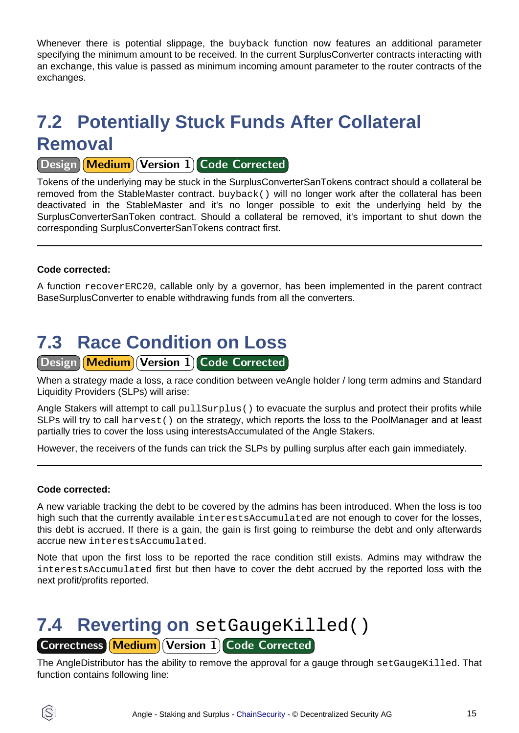Whenever there is potential slippage, the `buyback` function now features an additional parameter specifying the minimum amount to be received. In the current SurplusConverter contracts interacting with an exchange, this value is passed as minimum incoming amount parameter to the router contracts of the exchanges.

## 7.2 Potentially Stuck Funds After Collateral Removal

Design | Medium | Version 1 | Code Corrected

Tokens of the underlying may be stuck in the SurplusConverterSanTokens contract should a collateral be removed from the StableMaster contract. `buyback()` will no longer work after the collateral has been deactivated in the StableMaster and it's no longer possible to exit the underlying held by the SurplusConverterSanToken contract. Should a collateral be removed, it's important to shut down the corresponding SurplusConverterSanTokens contract first.

---

**Code corrected:**

A function `recoverERC20`, callable only by a governor, has been implemented in the parent contract BaseSurplusConverter to enable withdrawing funds from all the converters.

## 7.3 Race Condition on Loss

Design | Medium | Version 1 | Code Corrected

When a strategy made a loss, a race condition between veAngle holder / long term admins and Standard Liquidity Providers (SLPs) will arise:

Angle Stakers will attempt to call `pullSurplus()` to evacuate the surplus and protect their profits while SLPs will try to call `harvest()` on the strategy, which reports the loss to the PoolManager and at least partially tries to cover the loss using interestsAccumulated of the Angle Stakers.

However, the receivers of the funds can trick the SLPs by pulling surplus after each gain immediately.

---

**Code corrected:**

A new variable tracking the debt to be covered by the admins has been introduced. When the loss is too high such that the currently available `interestsAccumulated` are not enough to cover for the losses, this debt is accrued. If there is a gain, the gain is first going to reimburse the debt and only afterwards accrue new `interestsAccumulated`.

Note that upon the first loss to be reported the race condition still exists. Admins may withdraw the `interestsAccumulated` first but then have to cover the debt accrued by the reported loss with the next profit/profits reported.

## 7.4 Reverting on `setGaugeKilled()`

Correctness | Medium | Version 1 | Code Corrected

The AngleDistributor has the ability to remove the approval for a gauge through `setGaugeKilled`. That function contains following line: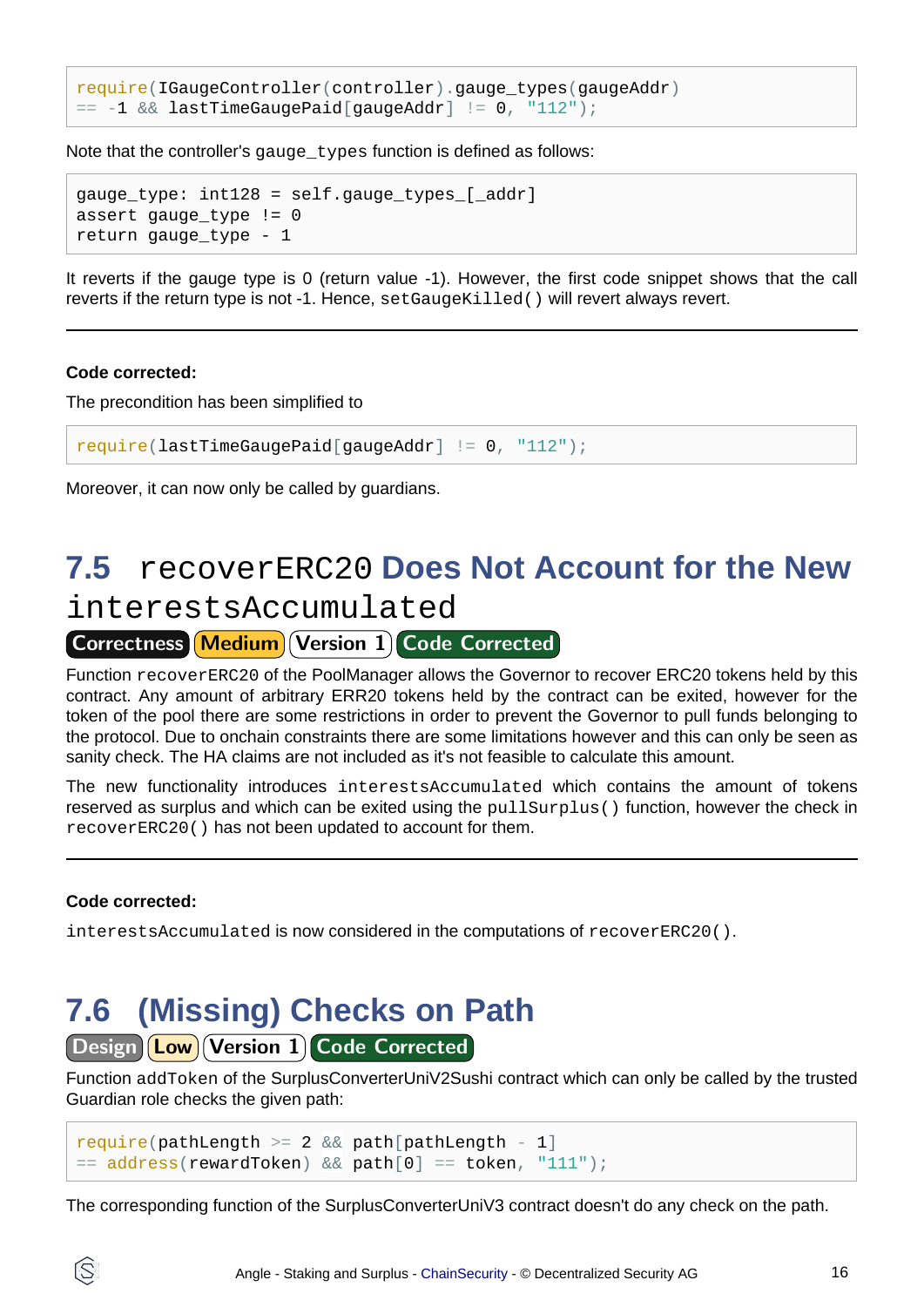```
require(IGaugeController(controller).gauge_types(gaugeAddr)
== -1 && lastTimeGaugePaid[gaugeAddr] != 0, "112");
```

Note that the controller's `gauge_types` function is defined as follows:

```
gauge_type: int128 = self.gauge_types_[_addr]
assert gauge_type != 0
return gauge_type - 1
```

It reverts if the gauge type is 0 (return value -1). However, the first code snippet shows that the call reverts if the return type is not -1. Hence, `setGaugeKilled()` will revert always revert.

---

**Code corrected:**

The precondition has been simplified to

```
require(lastTimeGaugePaid[gaugeAddr] != 0, "112");
```

Moreover, it can now only be called by guardians.

## 7.5 `recoverERC20` Does Not Account for the New `interestsAccumulated`

Correctness | Medium | Version 1 | Code Corrected

Function `recoverERC20` of the PoolManager allows the Governor to recover ERC20 tokens held by this contract. Any amount of arbitrary ERR20 tokens held by the contract can be exited, however for the token of the pool there are some restrictions in order to prevent the Governor to pull funds belonging to the protocol. Due to onchain constraints there are some limitations however and this can only be seen as sanity check. The HA claims are not included as it's not feasible to calculate this amount.

The new functionality introduces `interestsAccumulated` which contains the amount of tokens reserved as surplus and which can be exited using the `pullSurplus()` function, however the check in `recoverERC20()` has not been updated to account for them.

---

**Code corrected:**

`interestsAccumulated` is now considered in the computations of `recoverERC20()`.

## 7.6 (Missing) Checks on Path

Design | Low | Version 1 | Code Corrected

Function `addToken` of the SurplusConverterUniV2Sushi contract which can only be called by the trusted Guardian role checks the given path:

```
require(pathLength >= 2 && path[pathLength - 1]
== address(rewardToken) && path[0] == token, "111");
```

The corresponding function of the SurplusConverterUniV3 contract doesn't do any check on the path.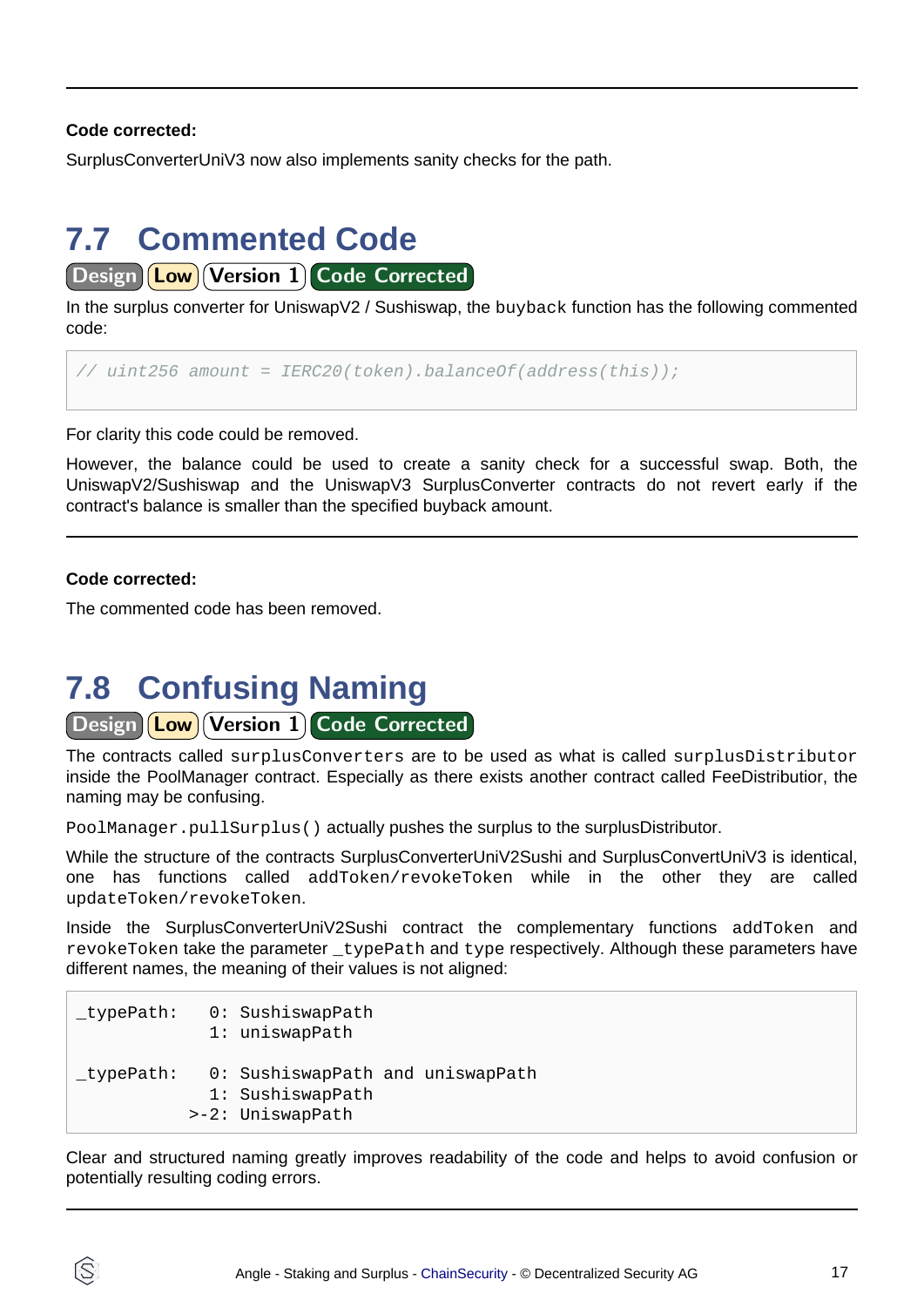**Code corrected:**

SurplusConverterUniV3 now also implements sanity checks for the path.

## 7.7 Commented Code

Design | Low | Version 1 | Code Corrected

In the surplus converter for UniswapV2 / Sushiswap, the `buyback` function has the following commented code:

```
// uint256 amount = IERC20(token).balanceOf(address(this));
```

For clarity this code could be removed.

However, the balance could be used to create a sanity check for a successful swap. Both, the UniswapV2/Sushiswap and the UniswapV3 SurplusConverter contracts do not revert early if the contract's balance is smaller than the specified buyback amount.

**Code corrected:**

The commented code has been removed.

## 7.8 Confusing Naming

Design | Low | Version 1 | Code Corrected

The contracts called `surplusConverters` are to be used as what is called `surplusDistributor` inside the PoolManager contract. Especially as there exists another contract called FeeDistributior, the naming may be confusing.

`PoolManager.pullSurplus()` actually pushes the surplus to the surplusDistributor.

While the structure of the contracts SurplusConverterUniV2Sushi and SurplusConvertUniV3 is identical, one has functions called `addToken/revokeToken` while in the other they are called `updateToken/revokeToken`.

Inside the SurplusConverterUniV2Sushi contract the complementary functions `addToken` and `revokeToken` take the parameter `_typePath` and `type` respectively. Although these parameters have different names, the meaning of their values is not aligned:

```
_typePath:   0: SushiswapPath
             1: uniswapPath

_typePath:   0: SushiswapPath and uniswapPath
             1: SushiswapPath
           >-2: UniswapPath
```

Clear and structured naming greatly improves readability of the code and helps to avoid confusion or potentially resulting coding errors.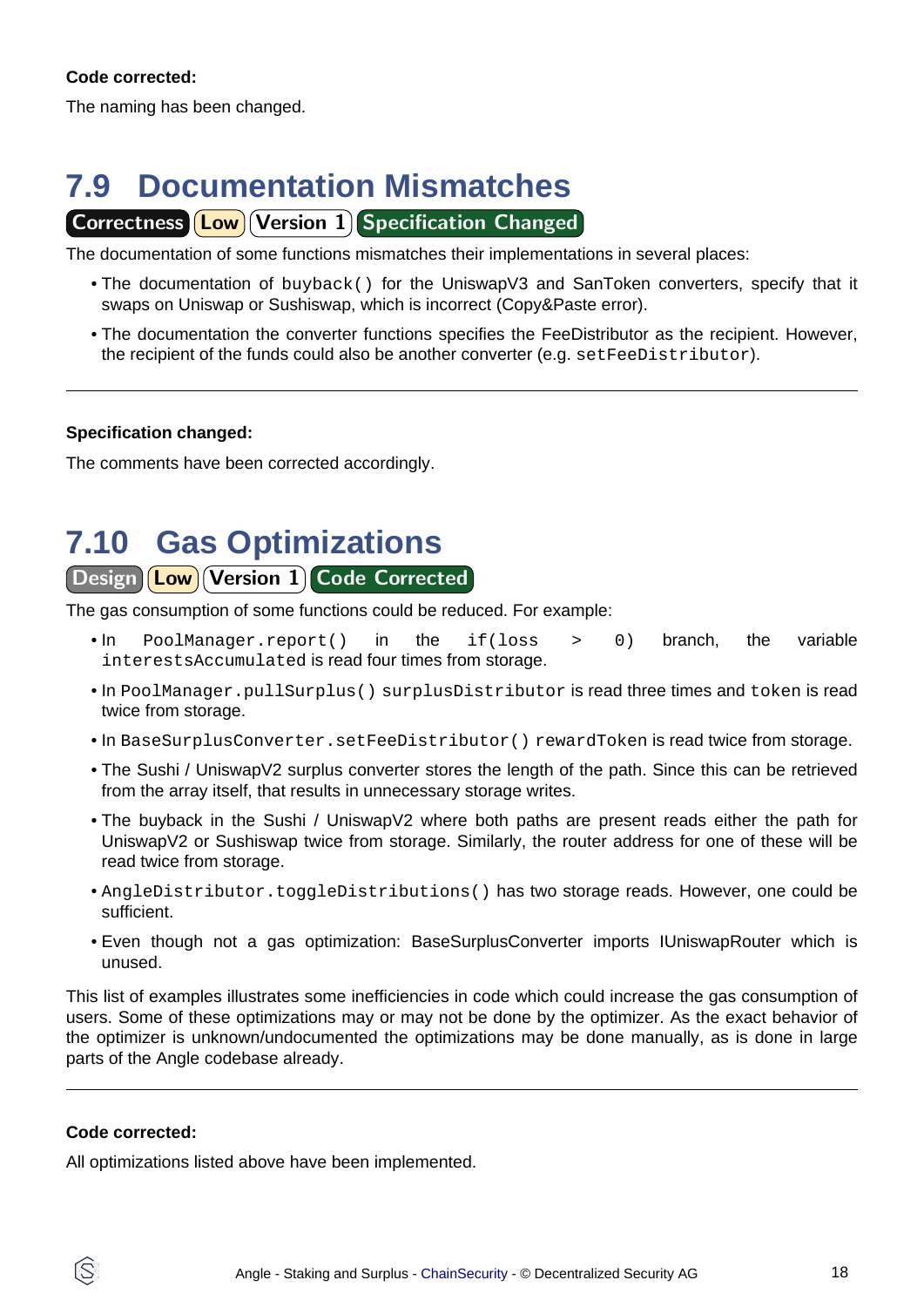**Code corrected:**

The naming has been changed.

## 7.9 Documentation Mismatches

Correctness | Low | Version 1 | Specification Changed

The documentation of some functions mismatches their implementations in several places:

- The documentation of `buyback()` for the UniswapV3 and SanToken converters, specify that it swaps on Uniswap or Sushiswap, which is incorrect (Copy&Paste error).
- The documentation the converter functions specifies the FeeDistributor as the recipient. However, the recipient of the funds could also be another converter (e.g. `setFeeDistributor`).

---

**Specification changed:**

The comments have been corrected accordingly.

## 7.10 Gas Optimizations

Design | Low | Version 1 | Code Corrected

The gas consumption of some functions could be reduced. For example:

- In `PoolManager.report()` in the `if(loss > 0)` branch, the variable `interestsAccumulated` is read four times from storage.
- In `PoolManager.pullSurplus()` `surplusDistributor` is read three times and `token` is read twice from storage.
- In `BaseSurplusConverter.setFeeDistributor()` `rewardToken` is read twice from storage.
- The Sushi / UniswapV2 surplus converter stores the length of the path. Since this can be retrieved from the array itself, that results in unnecessary storage writes.
- The buyback in the Sushi / UniswapV2 where both paths are present reads either the path for UniswapV2 or Sushiswap twice from storage. Similarly, the router address for one of these will be read twice from storage.
- `AngleDistributor.toggleDistributions()` has two storage reads. However, one could be sufficient.
- Even though not a gas optimization: BaseSurplusConverter imports IUniswapRouter which is unused.

This list of examples illustrates some inefficiencies in code which could increase the gas consumption of users. Some of these optimizations may or may not be done by the optimizer. As the exact behavior of the optimizer is unknown/undocumented the optimizations may be done manually, as is done in large parts of the Angle codebase already.

---

**Code corrected:**

All optimizations listed above have been implemented.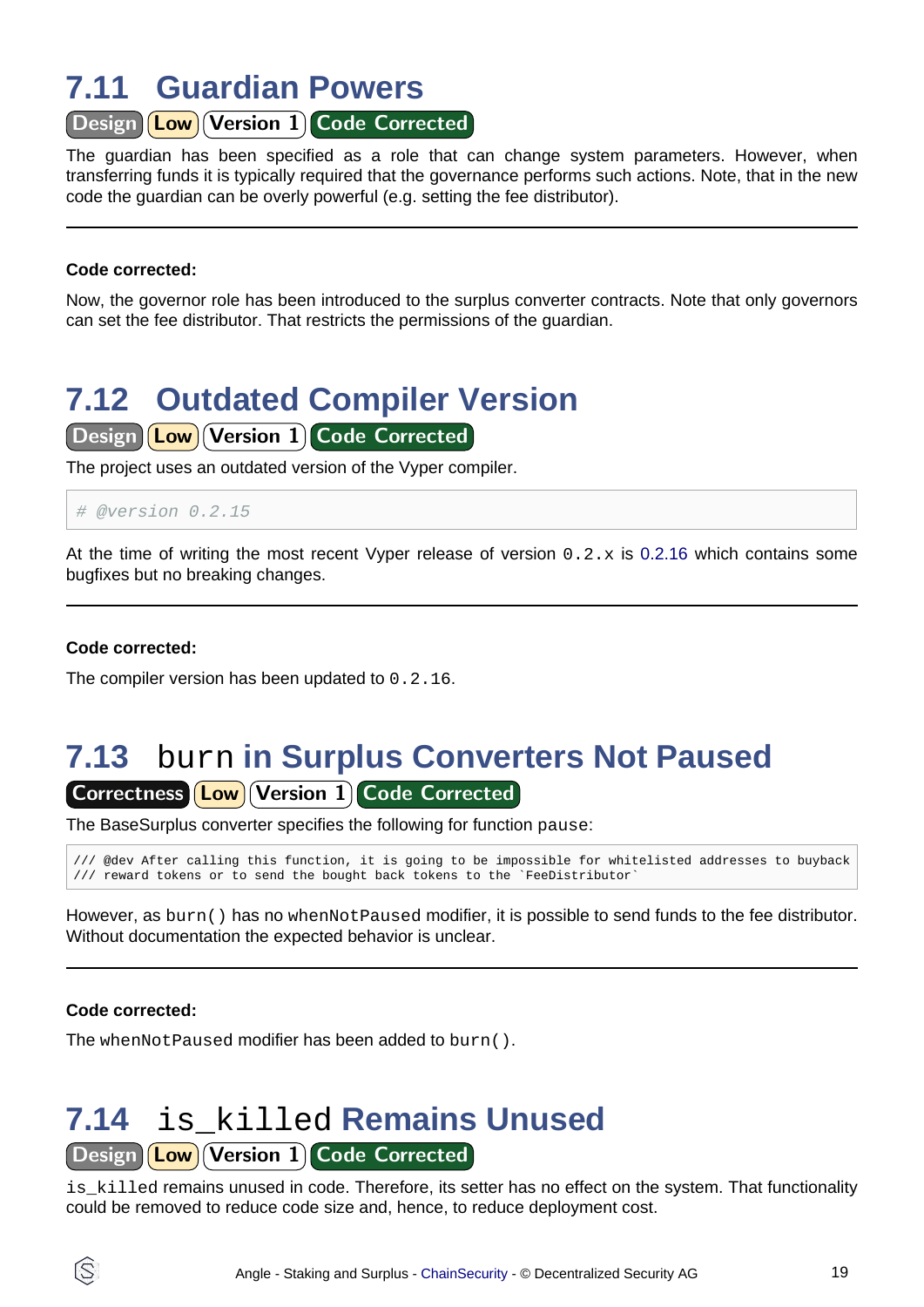## 7.11 Guardian Powers

Design | Low | Version 1 | Code Corrected

The guardian has been specified as a role that can change system parameters. However, when transferring funds it is typically required that the governance performs such actions. Note, that in the new code the guardian can be overly powerful (e.g. setting the fee distributor).

---

**Code corrected:**

Now, the governor role has been introduced to the surplus converter contracts. Note that only governors can set the fee distributor. That restricts the permissions of the guardian.

## 7.12 Outdated Compiler Version

Design | Low | Version 1 | Code Corrected

The project uses an outdated version of the Vyper compiler.

```
# @version 0.2.15
```

At the time of writing the most recent Vyper release of version `0.2.x` is 0.2.16 which contains some bugfixes but no breaking changes.

---

**Code corrected:**

The compiler version has been updated to `0.2.16`.

## 7.13 `burn` in Surplus Converters Not Paused

Correctness | Low | Version 1 | Code Corrected

The BaseSurplus converter specifies the following for function `pause`:

```
/// @dev After calling this function, it is going to be impossible for whitelisted addresses to buyback
/// reward tokens or to send the bought back tokens to the `FeeDistributor`
```

However, as `burn()` has no `whenNotPaused` modifier, it is possible to send funds to the fee distributor. Without documentation the expected behavior is unclear.

---

**Code corrected:**

The `whenNotPaused` modifier has been added to `burn()`.

## 7.14 `is_killed` Remains Unused

Design | Low | Version 1 | Code Corrected

`is_killed` remains unused in code. Therefore, its setter has no effect on the system. That functionality could be removed to reduce code size and, hence, to reduce deployment cost.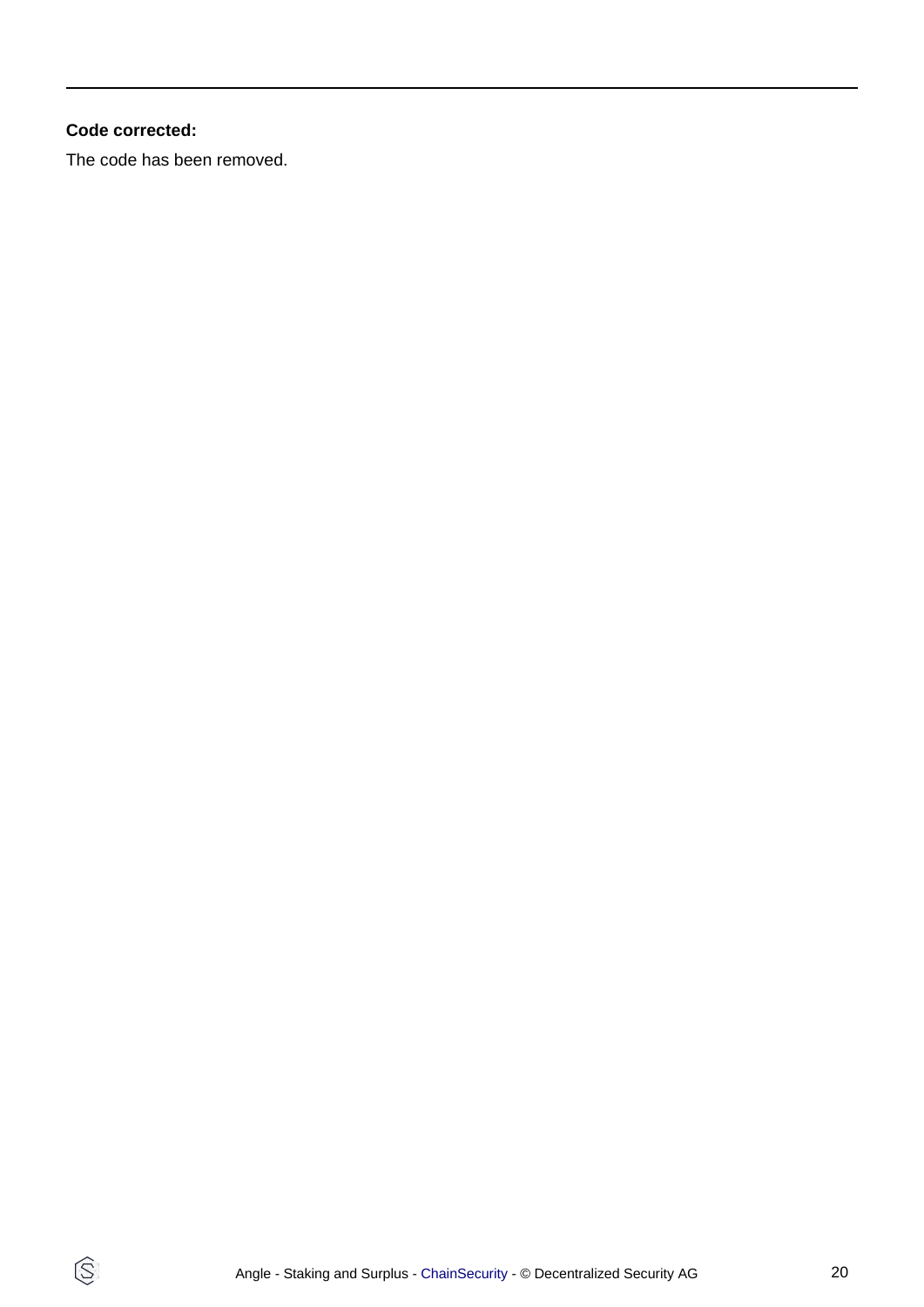**Code corrected:**

The code has been removed.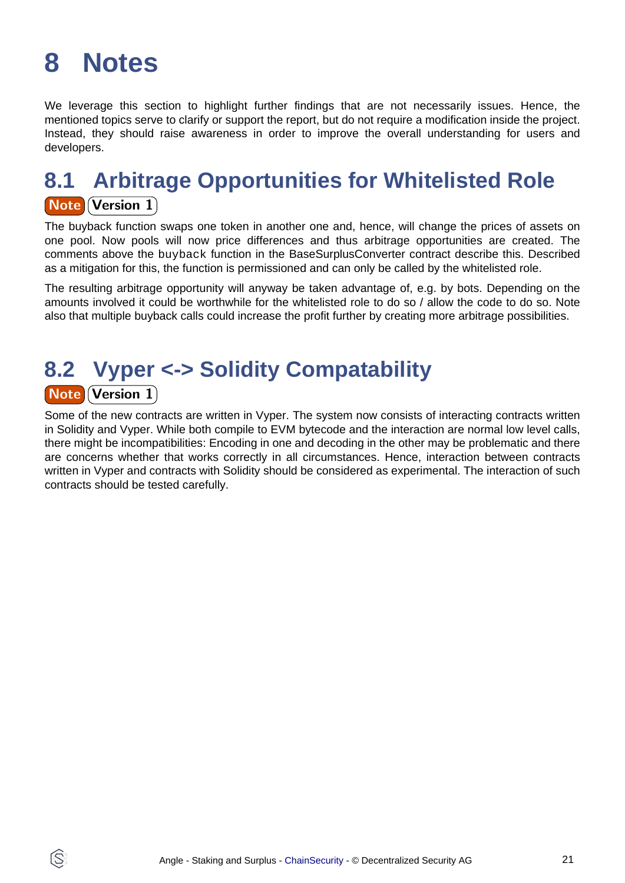# 8 Notes

We leverage this section to highlight further findings that are not necessarily issues. Hence, the mentioned topics serve to clarify or support the report, but do not require a modification inside the project. Instead, they should raise awareness in order to improve the overall understanding for users and developers.

## 8.1 Arbitrage Opportunities for Whitelisted Role

**Note** **Version 1**

The buyback function swaps one token in another one and, hence, will change the prices of assets on one pool. Now pools will now price differences and thus arbitrage opportunities are created. The comments above the `buyback` function in the BaseSurplusConverter contract describe this. Described as a mitigation for this, the function is permissioned and can only be called by the whitelisted role.

The resulting arbitrage opportunity will anyway be taken advantage of, e.g. by bots. Depending on the amounts involved it could be worthwhile for the whitelisted role to do so / allow the code to do so. Note also that multiple buyback calls could increase the profit further by creating more arbitrage possibilities.

## 8.2 Vyper <-> Solidity Compatability

**Note** **Version 1**

Some of the new contracts are written in Vyper. The system now consists of interacting contracts written in Solidity and Vyper. While both compile to EVM bytecode and the interaction are normal low level calls, there might be incompatibilities: Encoding in one and decoding in the other may be problematic and there are concerns whether that works correctly in all circumstances. Hence, interaction between contracts written in Vyper and contracts with Solidity should be considered as experimental. The interaction of such contracts should be tested carefully.